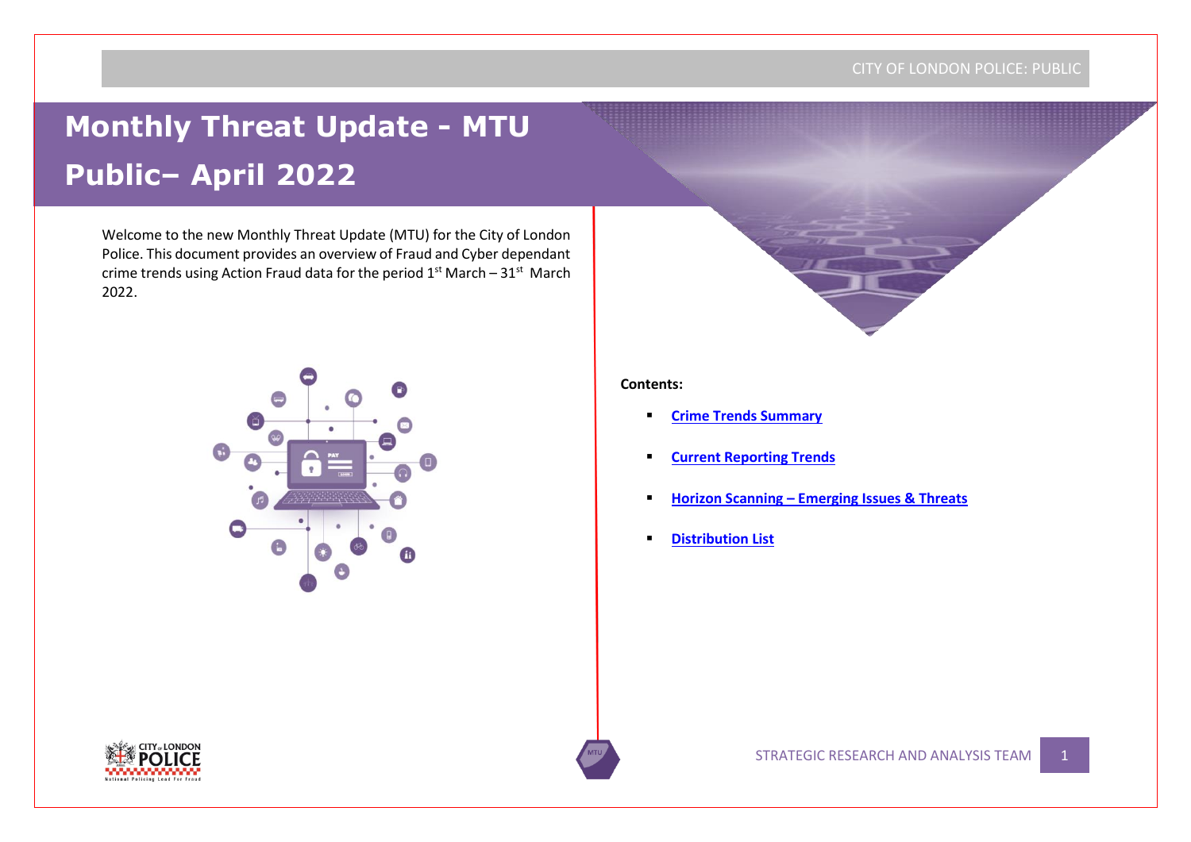# Monthly Threat Update - MTU Public– April 2022

Welcome to the new Monthly Threat Update (MTU) for the City of London Police. This document provides an overview of Fraud and Cyber dependant crime trends using Action Fraud data for the period 1st March – 31st March 2022.

**Contents:**

- **Crime Trends Summary**
- **Current Reporting Trends**
- **Horizon Scanning – Emerging Issues & Threats**
- **Distribution List**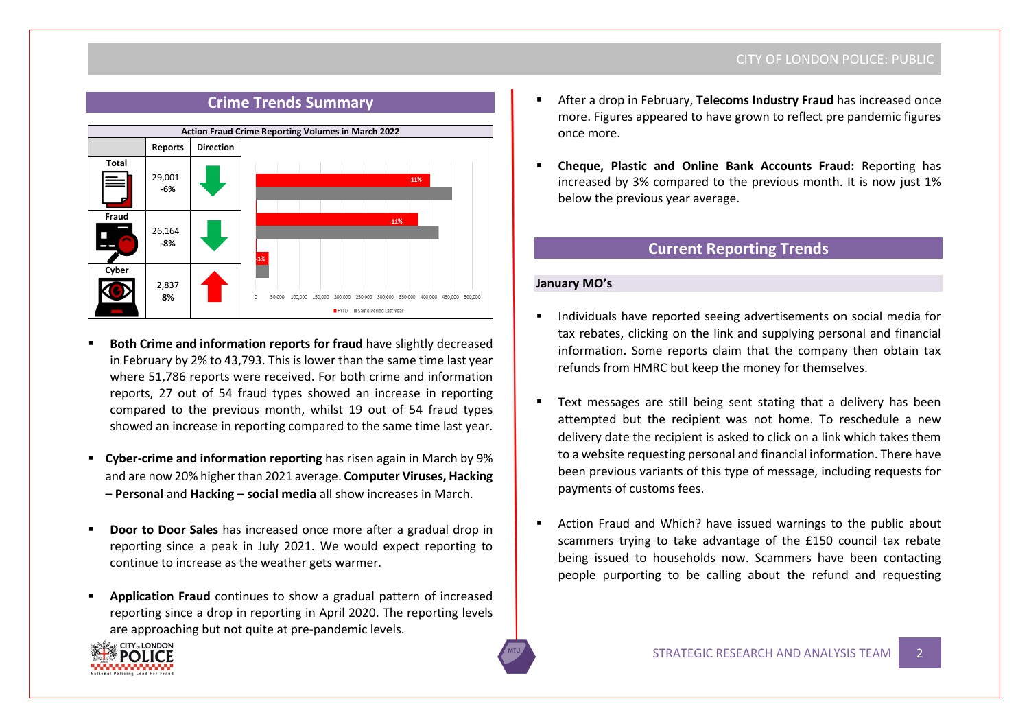## Crime Trends Summary

| Action Fraud Crime Reporting Volumes in March 2022 | | |
|---|---|---|
| | Reports | Direction |
| Total | 29,001 **-6%** | ↓ |
| Fraud | 26,164 **-8%** | ↓ |
| Cyber | 2,837 **8%** | ↑ |

- **Both Crime and information reports for fraud** have slightly decreased in February by 2% to 43,793. This is lower than the same time last year where 51,786 reports were received. For both crime and information reports, 27 out of 54 fraud types showed an increase in reporting compared to the previous month, whilst 19 out of 54 fraud types showed an increase in reporting compared to the same time last year.
- **Cyber-crime and information reporting** has risen again in March by 9% and are now 20% higher than 2021 average. **Computer Viruses, Hacking – Personal** and **Hacking – social media** all show increases in March.
- **Door to Door Sales** has increased once more after a gradual drop in reporting since a peak in July 2021. We would expect reporting to continue to increase as the weather gets warmer.
- **Application Fraud** continues to show a gradual pattern of increased reporting since a drop in reporting in April 2020. The reporting levels are approaching but not quite at pre-pandemic levels.
- After a drop in February, **Telecoms Industry Fraud** has increased once more. Figures appeared to have grown to reflect pre pandemic figures once more.
- **Cheque, Plastic and Online Bank Accounts Fraud:** Reporting has increased by 3% compared to the previous month. It is now just 1% below the previous year average.

## Current Reporting Trends

### January MO's

- Individuals have reported seeing advertisements on social media for tax rebates, clicking on the link and supplying personal and financial information. Some reports claim that the company then obtain tax refunds from HMRC but keep the money for themselves.
- Text messages are still being sent stating that a delivery has been attempted but the recipient was not home. To reschedule a new delivery date the recipient is asked to click on a link which takes them to a website requesting personal and financial information. There have been previous variants of this type of message, including requests for payments of customs fees.
- Action Fraud and Which? have issued warnings to the public about scammers trying to take advantage of the £150 council tax rebate being issued to households now. Scammers have been contacting people purporting to be calling about the refund and requesting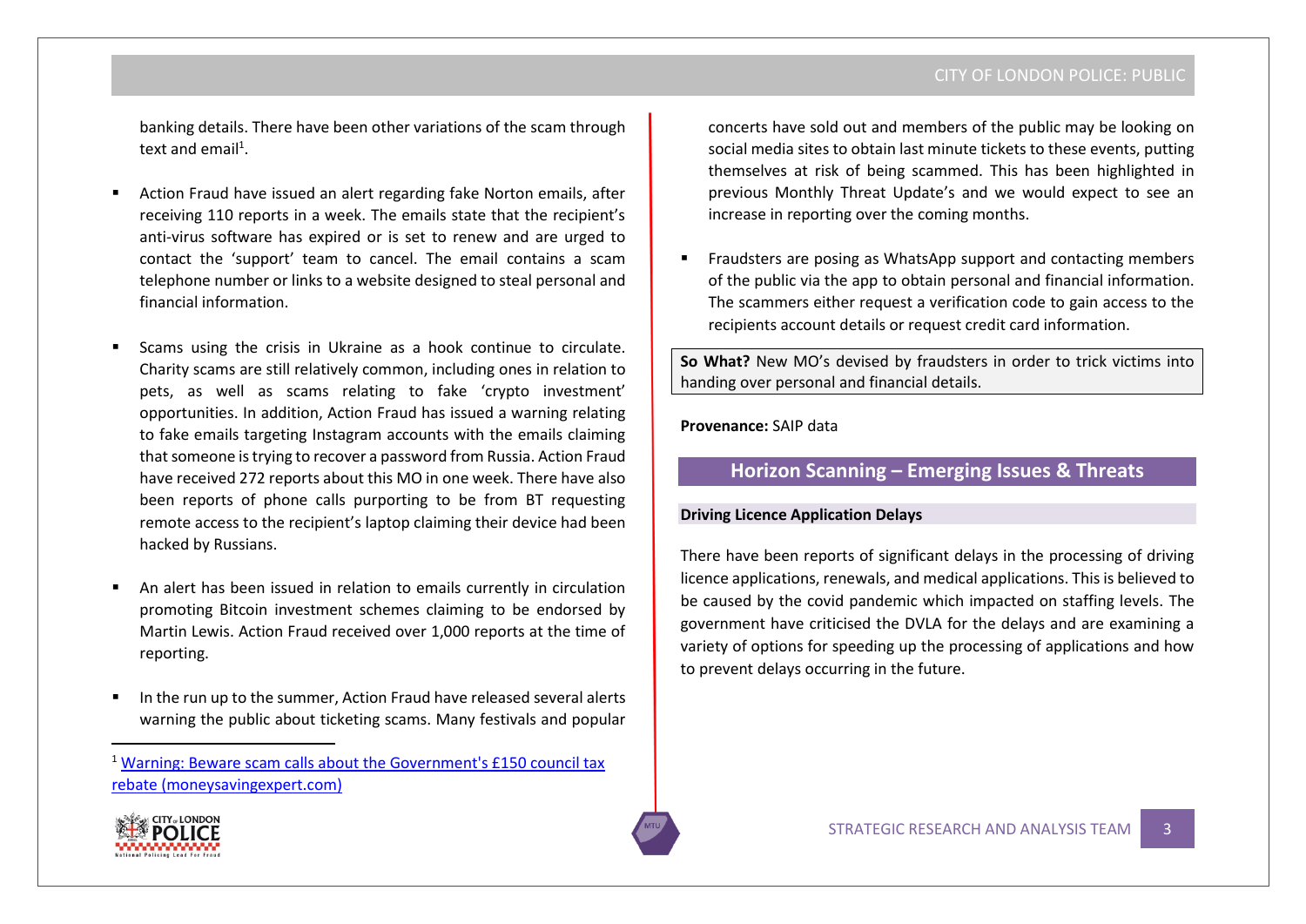banking details. There have been other variations of the scam through text and email[1].

- Action Fraud have issued an alert regarding fake Norton emails, after receiving 110 reports in a week. The emails state that the recipient's anti-virus software has expired or is set to renew and are urged to contact the 'support' team to cancel. The email contains a scam telephone number or links to a website designed to steal personal and financial information.

- Scams using the crisis in Ukraine as a hook continue to circulate. Charity scams are still relatively common, including ones in relation to pets, as well as scams relating to fake 'crypto investment' opportunities. In addition, Action Fraud has issued a warning relating to fake emails targeting Instagram accounts with the emails claiming that someone is trying to recover a password from Russia. Action Fraud have received 272 reports about this MO in one week. There have also been reports of phone calls purporting to be from BT requesting remote access to the recipient's laptop claiming their device had been hacked by Russians.

- An alert has been issued in relation to emails currently in circulation promoting Bitcoin investment schemes claiming to be endorsed by Martin Lewis. Action Fraud received over 1,000 reports at the time of reporting.

- In the run up to the summer, Action Fraud have released several alerts warning the public about ticketing scams. Many festivals and popular concerts have sold out and members of the public may be looking on social media sites to obtain last minute tickets to these events, putting themselves at risk of being scammed. This has been highlighted in previous Monthly Threat Update's and we would expect to see an increase in reporting over the coming months.

- Fraudsters are posing as WhatsApp support and contacting members of the public via the app to obtain personal and financial information. The scammers either request a verification code to gain access to the recipients account details or request credit card information.

**So What?** New MO's devised by fraudsters in order to trick victims into handing over personal and financial details.

**Provenance:** SAIP data

## Horizon Scanning – Emerging Issues & Threats

### Driving Licence Application Delays

There have been reports of significant delays in the processing of driving licence applications, renewals, and medical applications. This is believed to be caused by the covid pandemic which impacted on staffing levels. The government have criticised the DVLA for the delays and are examining a variety of options for speeding up the processing of applications and how to prevent delays occurring in the future.

[1] Warning: Beware scam calls about the Government's £150 council tax rebate (moneysavingexpert.com)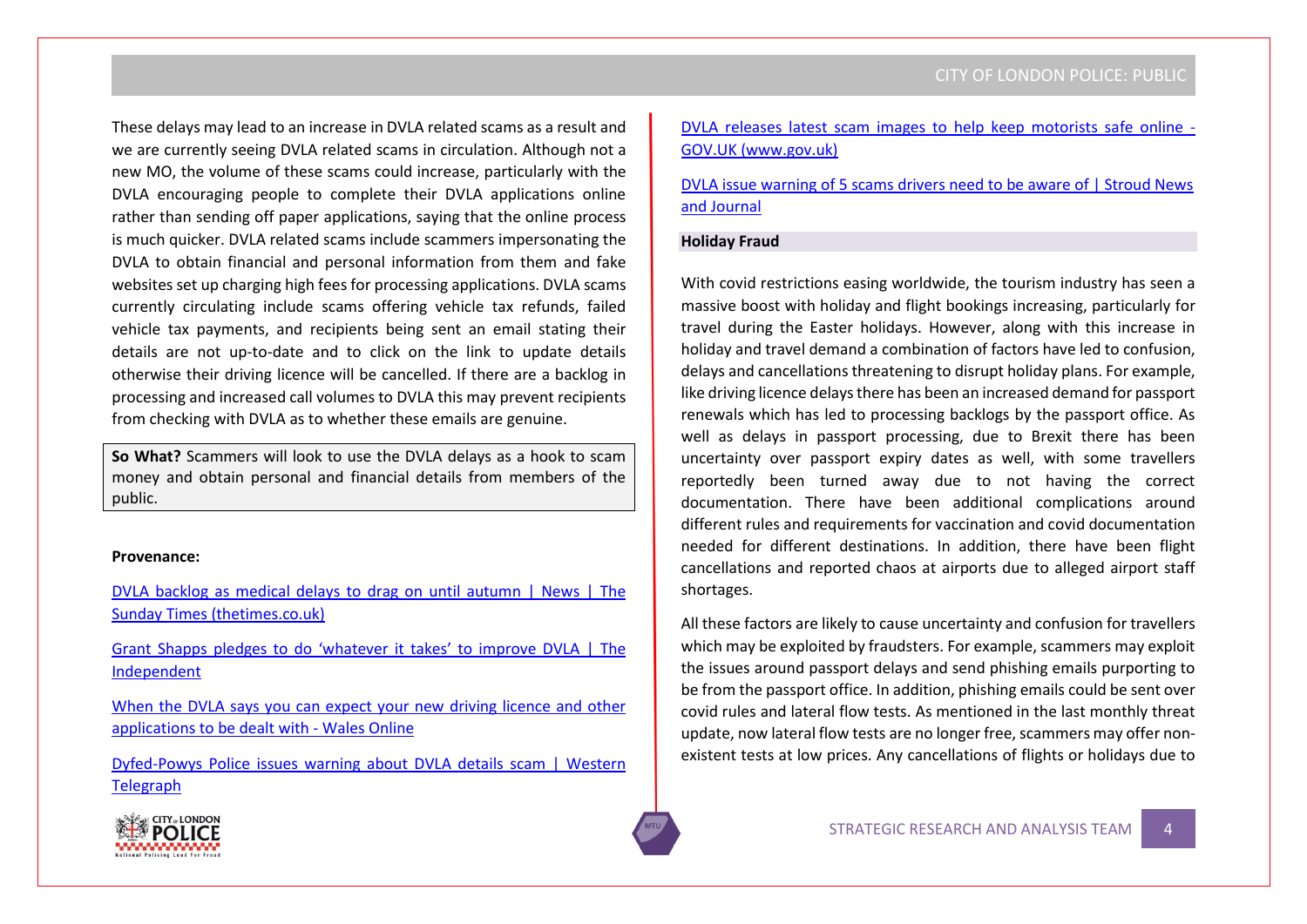These delays may lead to an increase in DVLA related scams as a result and we are currently seeing DVLA related scams in circulation. Although not a new MO, the volume of these scams could increase, particularly with the DVLA encouraging people to complete their DVLA applications online rather than sending off paper applications, saying that the online process is much quicker. DVLA related scams include scammers impersonating the DVLA to obtain financial and personal information from them and fake websites set up charging high fees for processing applications. DVLA scams currently circulating include scams offering vehicle tax refunds, failed vehicle tax payments, and recipients being sent an email stating their details are not up-to-date and to click on the link to update details otherwise their driving licence will be cancelled. If there are a backlog in processing and increased call volumes to DVLA this may prevent recipients from checking with DVLA as to whether these emails are genuine.

**So What?** Scammers will look to use the DVLA delays as a hook to scam money and obtain personal and financial details from members of the public.

**Provenance:**

DVLA backlog as medical delays to drag on until autumn | News | The Sunday Times (thetimes.co.uk)

Grant Shapps pledges to do 'whatever it takes' to improve DVLA | The Independent

When the DVLA says you can expect your new driving licence and other applications to be dealt with - Wales Online

Dyfed-Powys Police issues warning about DVLA details scam | Western Telegraph

DVLA releases latest scam images to help keep motorists safe online - GOV.UK (www.gov.uk)

DVLA issue warning of 5 scams drivers need to be aware of | Stroud News and Journal

**Holiday Fraud**

With covid restrictions easing worldwide, the tourism industry has seen a massive boost with holiday and flight bookings increasing, particularly for travel during the Easter holidays. However, along with this increase in holiday and travel demand a combination of factors have led to confusion, delays and cancellations threatening to disrupt holiday plans. For example, like driving licence delays there has been an increased demand for passport renewals which has led to processing backlogs by the passport office. As well as delays in passport processing, due to Brexit there has been uncertainty over passport expiry dates as well, with some travellers reportedly been turned away due to not having the correct documentation. There have been additional complications around different rules and requirements for vaccination and covid documentation needed for different destinations. In addition, there have been flight cancellations and reported chaos at airports due to alleged airport staff shortages.

All these factors are likely to cause uncertainty and confusion for travellers which may be exploited by fraudsters. For example, scammers may exploit the issues around passport delays and send phishing emails purporting to be from the passport office. In addition, phishing emails could be sent over covid rules and lateral flow tests. As mentioned in the last monthly threat update, now lateral flow tests are no longer free, scammers may offer non-existent tests at low prices. Any cancellations of flights or holidays due to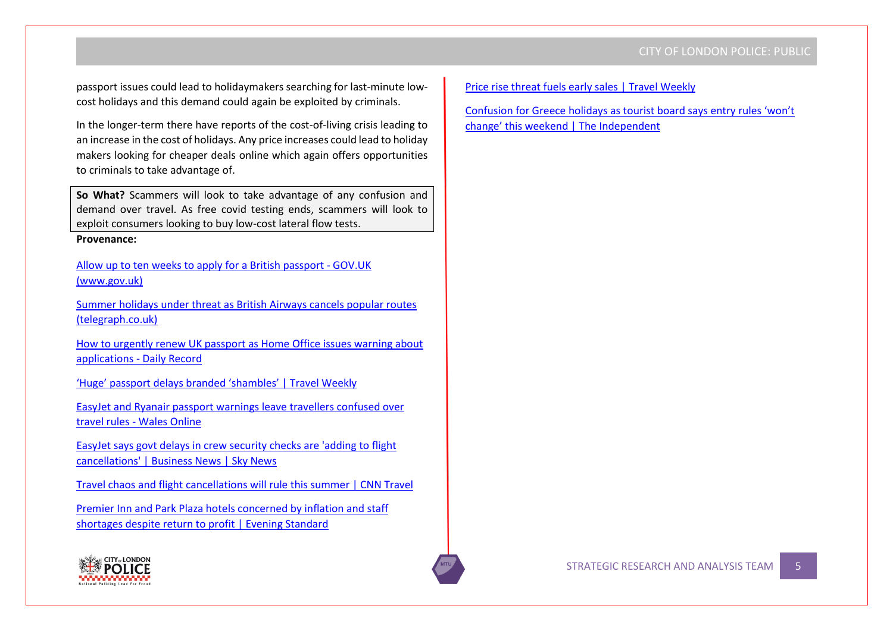passport issues could lead to holidaymakers searching for last-minute low-cost holidays and this demand could again be exploited by criminals.

In the longer-term there have reports of the cost-of-living crisis leading to an increase in the cost of holidays. Any price increases could lead to holiday makers looking for cheaper deals online which again offers opportunities to criminals to take advantage of.

**So What?** Scammers will look to take advantage of any confusion and demand over travel. As free covid testing ends, scammers will look to exploit consumers looking to buy low-cost lateral flow tests.

**Provenance:**

Allow up to ten weeks to apply for a British passport - GOV.UK (www.gov.uk)

Summer holidays under threat as British Airways cancels popular routes (telegraph.co.uk)

How to urgently renew UK passport as Home Office issues warning about applications - Daily Record

'Huge' passport delays branded 'shambles' | Travel Weekly

EasyJet and Ryanair passport warnings leave travellers confused over travel rules - Wales Online

EasyJet says govt delays in crew security checks are 'adding to flight cancellations' | Business News | Sky News

Travel chaos and flight cancellations will rule this summer | CNN Travel

Premier Inn and Park Plaza hotels concerned by inflation and staff shortages despite return to profit | Evening Standard

Price rise threat fuels early sales | Travel Weekly

Confusion for Greece holidays as tourist board says entry rules 'won't change' this weekend | The Independent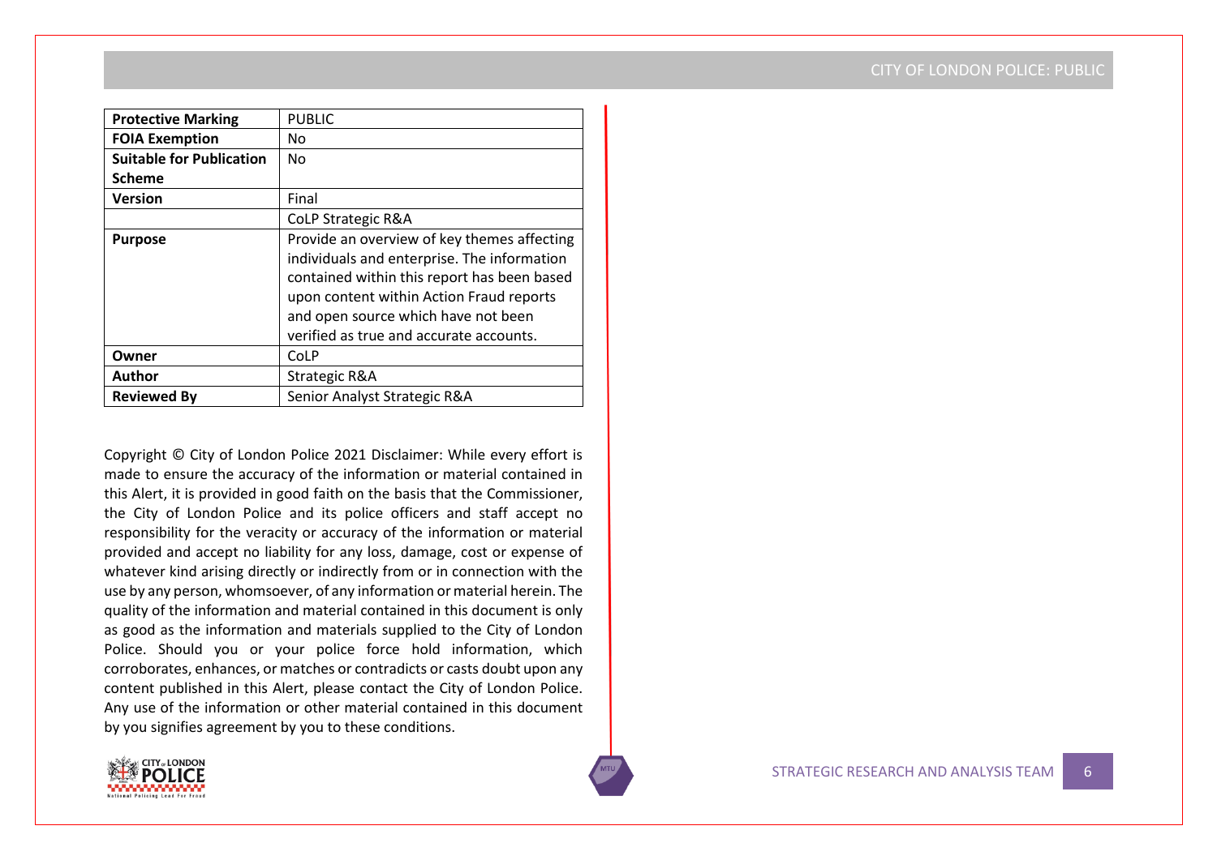| | |
|---|---|
| **Protective Marking** | PUBLIC |
| **FOIA Exemption** | No |
| **Suitable for Publication Scheme** | No |
| **Version** | Final |
| | CoLP Strategic R&A |
| **Purpose** | Provide an overview of key themes affecting individuals and enterprise. The information contained within this report has been based upon content within Action Fraud reports and open source which have not been verified as true and accurate accounts. |
| **Owner** | CoLP |
| **Author** | Strategic R&A |
| **Reviewed By** | Senior Analyst Strategic R&A |

Copyright © City of London Police 2021 Disclaimer: While every effort is made to ensure the accuracy of the information or material contained in this Alert, it is provided in good faith on the basis that the Commissioner, the City of London Police and its police officers and staff accept no responsibility for the veracity or accuracy of the information or material provided and accept no liability for any loss, damage, cost or expense of whatever kind arising directly or indirectly from or in connection with the use by any person, whomsoever, of any information or material herein. The quality of the information and material contained in this document is only as good as the information and materials supplied to the City of London Police. Should you or your police force hold information, which corroborates, enhances, or matches or contradicts or casts doubt upon any content published in this Alert, please contact the City of London Police. Any use of the information or other material contained in this document by you signifies agreement by you to these conditions.